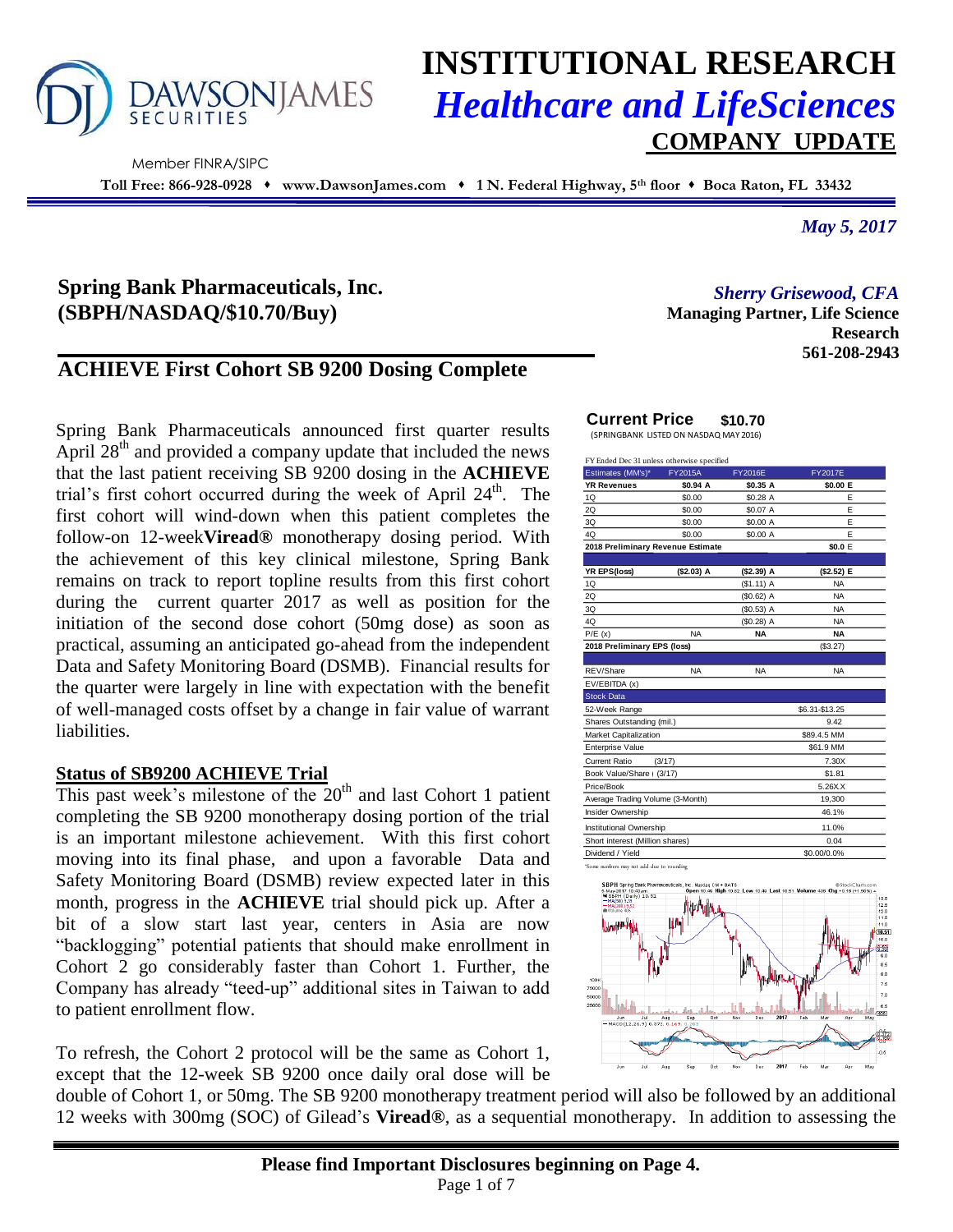# INSTITUTIONAL RESEARCH
## *Healthcare and LifeSciences*
## COMPANY UPDATE

DAWSONJAMES SECURITIES

Member FINRA/SIPC

**Toll Free: 866-928-0928 ♦ www.DawsonJames.com ♦ 1 N. Federal Highway, 5th floor ♦ Boca Raton, FL 33432**

*May 5, 2017*

**Spring Bank Pharmaceuticals, Inc.**
**(SBPH/NASDAQ/$10.70/Buy)**

*Sherry Grisewood, CFA*
**Managing Partner, Life Science Research**
**561-208-2943**

## ACHIEVE First Cohort SB 9200 Dosing Complete

Spring Bank Pharmaceuticals announced first quarter results April 28th and provided a company update that included the news that the last patient receiving SB 9200 dosing in the **ACHIEVE** trial's first cohort occurred during the week of April 24th. The first cohort will wind-down when this patient completes the follow-on 12-week **Viread®** monotherapy dosing period. With the achievement of this key clinical milestone, Spring Bank remains on track to report topline results from this first cohort during the current quarter 2017 as well as position for the initiation of the second dose cohort (50mg dose) as soon as practical, assuming an anticipated go-ahead from the independent Data and Safety Monitoring Board (DSMB). Financial results for the quarter were largely in line with expectation with the benefit of well-managed costs offset by a change in fair value of warrant liabilities.

### Status of SB9200 ACHIEVE Trial

This past week's milestone of the 20th and last Cohort 1 patient completing the SB 9200 monotherapy dosing portion of the trial is an important milestone achievement. With this first cohort moving into its final phase, and upon a favorable Data and Safety Monitoring Board (DSMB) review expected later in this month, progress in the **ACHIEVE** trial should pick up. After a bit of a slow start last year, centers in Asia are now "backlogging" potential patients that should make enrollment in Cohort 2 go considerably faster than Cohort 1. Further, the Company has already "teed-up" additional sites in Taiwan to add to patient enrollment flow.

To refresh, the Cohort 2 protocol will be the same as Cohort 1, except that the 12-week SB 9200 once daily oral dose will be double of Cohort 1, or 50mg. The SB 9200 monotherapy treatment period will also be followed by an additional 12 weeks with 300mg (SOC) of Gilead's **Viread®**, as a sequential monotherapy. In addition to assessing the

**Current Price $10.70**
(SPRINGBANK LISTED ON NASDAQ MAY 2016)

FY Ended Dec 31 unless otherwise specified

| Estimates (MM's)* | FY2015A | FY2016E | FY2017E |
|---|---|---|---|
| **YR Revenues** | **$0.94 A** | **$0.35 A** | **$0.00 E** |
| 1Q | $0.00 | $0.28 A | E |
| 2Q | $0.00 | $0.07 A | E |
| 3Q | $0.00 | $0.00 A | E |
| 4Q | $0.00 | $0.00 A | E |
| **2018 Preliminary Revenue Estimate** | | | **$0.0 E** |
| | | | |
| **YR EPS(loss)** | **($2.03) A** | **($2.39) A** | **($2.52) E** |
| 1Q | | ($1.11) A | NA |
| 2Q | | ($0.62) A | NA |
| 3Q | | ($0.53) A | NA |
| 4Q | | ($0.28) A | NA |
| P/E (x) | NA | **NA** | **NA** |
| **2018 Preliminary EPS (loss)** | | | ($3.27) |
| | | | |
| REV/Share | NA | NA | NA |
| EV/EBITDA (x) | | | |

| Stock Data | |
|---|---|
| 52-Week Range | $6.31-$13.25 |
| Shares Outstanding (mil.) | 9.42 |
| Market Capitalization | $89.4.5 MM |
| Enterprise Value | $61.9 MM |
| Current Ratio (3/17) | 7.30X |
| Book Value/Share (3/17) | $1.81 |
| Price/Book | 5.26X.X |
| Average Trading Volume (3-Month) | 19,300 |
| Insider Ownership | 46.1% |
| Institutional Ownership | 11.0% |
| Short interest (Million shares) | 0.04 |
| Dividend / Yield | $0.00/0.0% |

*Some numbers may not add due to rounding

**Please find Important Disclosures beginning on Page 4.**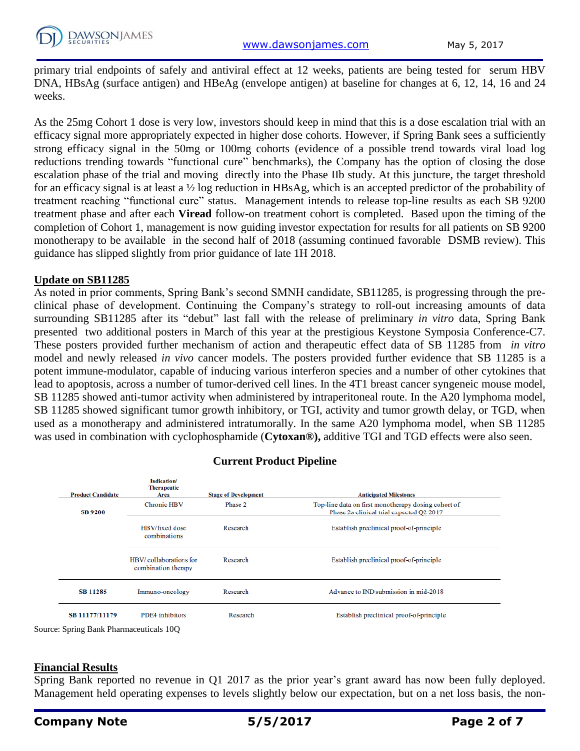primary trial endpoints of safely and antiviral effect at 12 weeks, patients are being tested for serum HBV DNA, HBsAg (surface antigen) and HBeAg (envelope antigen) at baseline for changes at 6, 12, 14, 16 and 24 weeks.

As the 25mg Cohort 1 dose is very low, investors should keep in mind that this is a dose escalation trial with an efficacy signal more appropriately expected in higher dose cohorts. However, if Spring Bank sees a sufficiently strong efficacy signal in the 50mg or 100mg cohorts (evidence of a possible trend towards viral load log reductions trending towards "functional cure" benchmarks), the Company has the option of closing the dose escalation phase of the trial and moving directly into the Phase IIb study. At this juncture, the target threshold for an efficacy signal is at least a ½ log reduction in HBsAg, which is an accepted predictor of the probability of treatment reaching "functional cure" status. Management intends to release top-line results as each SB 9200 treatment phase and after each **Viread** follow-on treatment cohort is completed. Based upon the timing of the completion of Cohort 1, management is now guiding investor expectation for results for all patients on SB 9200 monotherapy to be available in the second half of 2018 (assuming continued favorable DSMB review). This guidance has slipped slightly from prior guidance of late 1H 2018.

## Update on SB11285

As noted in prior comments, Spring Bank's second SMNH candidate, SB11285, is progressing through the pre-clinical phase of development. Continuing the Company's strategy to roll-out increasing amounts of data surrounding SB11285 after its "debut" last fall with the release of preliminary *in vitro* data, Spring Bank presented two additional posters in March of this year at the prestigious Keystone Symposia Conference-C7. These posters provided further mechanism of action and therapeutic effect data of SB 11285 from *in vitro* model and newly released *in vivo* cancer models. The posters provided further evidence that SB 11285 is a potent immune-modulator, capable of inducing various interferon species and a number of other cytokines that lead to apoptosis, across a number of tumor-derived cell lines. In the 4T1 breast cancer syngeneic mouse model, SB 11285 showed anti-tumor activity when administered by intraperitoneal route. In the A20 lymphoma model, SB 11285 showed significant tumor growth inhibitory, or TGI, activity and tumor growth delay, or TGD, when used as a monotherapy and administered intratumorally. In the same A20 lymphoma model, when SB 11285 was used in combination with cyclophosphamide (**Cytoxan®),** additive TGI and TGD effects were also seen.

### Current Product Pipeline

| Product Candidate | Indication/ Therapeutic Area | Stage of Development | Anticipated Milestones |
|---|---|---|---|
| SB 9200 | Chronic HBV | Phase 2 | Top-line data on first monotherapy dosing cohort of Phase 2a clinical trial expected Q2 2017 |
| | HBV/fixed dose combinations | Research | Establish preclinical proof-of-principle |
| | HBV/ collaborations for combination therapy | Research | Establish preclinical proof-of-principle |
| SB 11285 | Immuno-oncology | Research | Advance to IND submission in mid-2018 |
| SB 11177/11179 | PDE4 inhibitors | Research | Establish preclinical proof-of-principle |

Source: Spring Bank Pharmaceuticals 10Q

## Financial Results

Spring Bank reported no revenue in Q1 2017 as the prior year's grant award has now been fully deployed. Management held operating expenses to levels slightly below our expectation, but on a net loss basis, the non-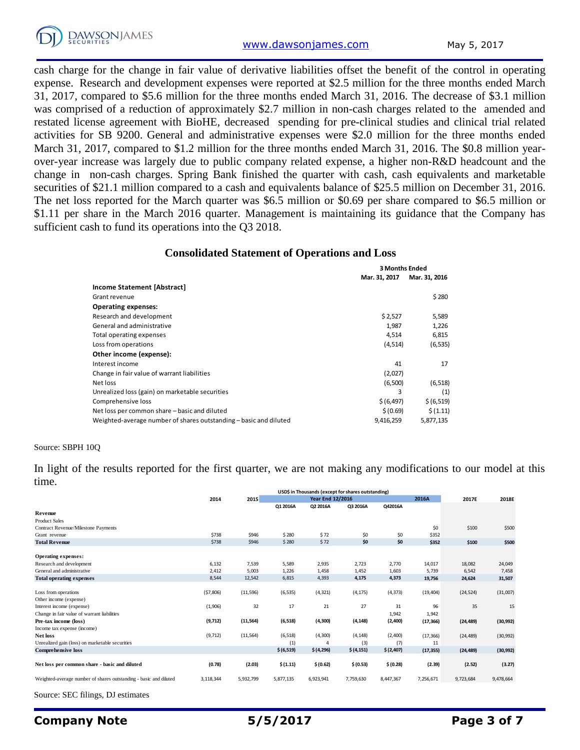cash charge for the change in fair value of derivative liabilities offset the benefit of the control in operating expense. Research and development expenses were reported at $2.5 million for the three months ended March 31, 2017, compared to $5.6 million for the three months ended March 31, 2016. The decrease of $3.1 million was comprised of a reduction of approximately $2.7 million in non-cash charges related to the amended and restated license agreement with BioHE, decreased spending for pre-clinical studies and clinical trial related activities for SB 9200. General and administrative expenses were $2.0 million for the three months ended March 31, 2017, compared to $1.2 million for the three months ended March 31, 2016. The $0.8 million year-over-year increase was largely due to public company related expense, a higher non-R&D headcount and the change in non-cash charges. Spring Bank finished the quarter with cash, cash equivalents and marketable securities of $21.1 million compared to a cash and equivalents balance of $25.5 million on December 31, 2016. The net loss reported for the March quarter was $6.5 million or $0.69 per share compared to $6.5 million or $1.11 per share in the March 2016 quarter. Management is maintaining its guidance that the Company has sufficient cash to fund its operations into the Q3 2018.

### Consolidated Statement of Operations and Loss

| | 3 Months Ended | |
|---|---|---|
| | Mar. 31, 2017 | Mar. 31, 2016 |
| **Income Statement [Abstract]** | | |
| Grant revenue | | $ 280 |
| **Operating expenses:** | | |
| Research and development | $ 2,527 | 5,589 |
| General and administrative | 1,987 | 1,226 |
| Total operating expenses | 4,514 | 6,815 |
| Loss from operations | (4,514) | (6,535) |
| **Other income (expense):** | | |
| Interest income | 41 | 17 |
| Change in fair value of warrant liabilities | (2,027) | |
| Net loss | (6,500) | (6,518) |
| Unrealized loss (gain) on marketable securities | 3 | (1) |
| Comprehensive loss | $ (6,497) | $ (6,519) |
| Net loss per common share – basic and diluted | $ (0.69) | $ (1.11) |
| Weighted-average number of shares outstanding – basic and diluted | 9,416,259 | 5,877,135 |

Source: SBPH 10Q

In light of the results reported for the first quarter, we are not making any modifications to our model at this time.

| USD$ in Thousands (except for shares outstanding) | 2014 | 2015 | Year End 12/2016 | | | | 2016A | 2017E | 2018E |
|---|---|---|---|---|---|---|---|---|---|
| | | | Q1 2016A | Q2 2016A | Q3 2016A | Q42016A | | | |
| **Revenue** | | | | | | | | | |
| Product Sales | | | | | | | | | |
| Contract Revenue/Milestone Payments | | | | | | | $0 | $100 | $500 |
| Grant revenue | $738 | $946 | $ 280 | $ 72 | $0 | $0 | $352 | | |
| **Total Revenue** | $738 | $946 | $ 280 | $ 72 | **$0** | **$0** | **$352** | **$100** | **$500** |
| | | | | | | | | | |
| **Operating expenses:** | | | | | | | | | |
| Research and development | 6,132 | 7,539 | 5,589 | 2,935 | 2,723 | 2,770 | 14,017 | 18,082 | 24,049 |
| General and administrative | 2,412 | 5,003 | 1,226 | 1,458 | 1,452 | 1,603 | 5,739 | 6,542 | 7,458 |
| **Total operating expenses** | 8,544 | 12,542 | 6,815 | 4,393 | **4,175** | **4,373** | **19,756** | **24,624** | **31,507** |
| | | | | | | | | | |
| Loss from operations | ($7,806) | (11,596) | (6,535) | (4,321) | (4,175) | (4,373) | (19,404) | (24,524) | (31,007) |
| Other income (expense) | | | | | | | | | |
| Interest income (expense) | (1,906) | 32 | 17 | 21 | 27 | 31 | 96 | 35 | 15 |
| Change in fair value of warrant liabilities | | | | | | 1,942 | 1,942 | | |
| **Pre-tax income (loss)** | **(9,712)** | **(11,564)** | **(6,518)** | **(4,300)** | **(4,148)** | **(2,400)** | **(17,366)** | **(24,489)** | **(30,992)** |
| Income tax expense (income) | | | | | | | | | |
| **Net loss** | (9,712) | (11,564) | (6,518) | (4,300) | (4,148) | (2,400) | (17,366) | (24,489) | (30,992) |
| Unrealized gain (loss) on marketable securities | | | (1) | 4 | (3) | (7) | 11 | | |
| **Comprehensive loss** | | | **$ (6,519)** | **$ (4,296)** | **$ (4,151)** | **$ (2,407)** | **(17,355)** | **(24,489)** | **(30,992)** |
| | | | | | | | | | |
| **Net loss per common share - basic and diluted** | **(0.78)** | **(2.03)** | **$ (1.11)** | **$ (0.62)** | **$ (0.53)** | **$ (0.28)** | **(2.39)** | **(2.52)** | **(3.27)** |
| | | | | | | | | | |
| Weighted-average number of shares outstanding - basic and diluted | 3,118,344 | 5,932,799 | 5,877,135 | 6,923,941 | 7,759,630 | 8,447,367 | 7,256,671 | 9,723,684 | 9,478,664 |

Source: SEC filings, DJ estimates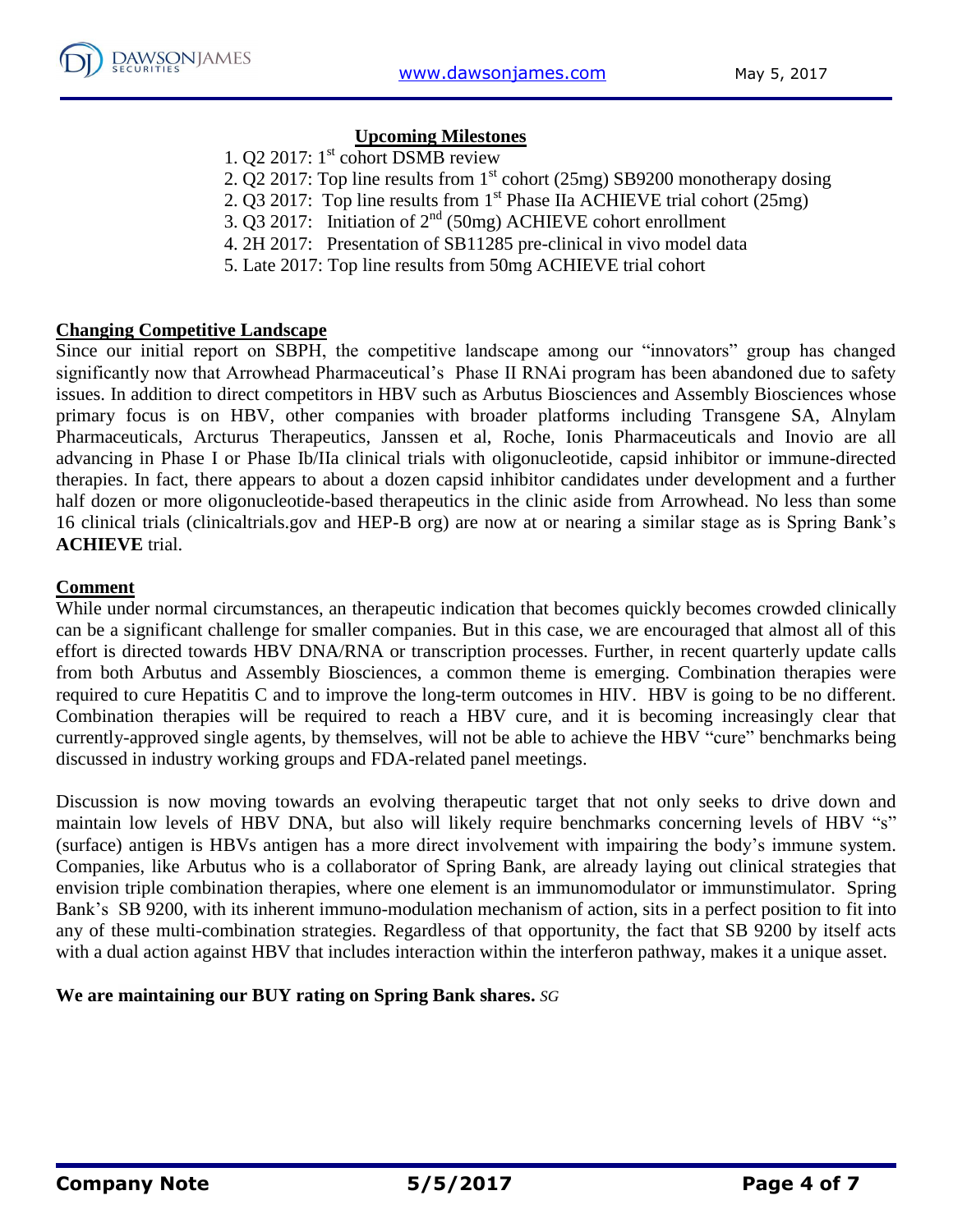## Upcoming Milestones

1. Q2 2017: 1st cohort DSMB review
2. Q2 2017: Top line results from 1st cohort (25mg) SB9200 monotherapy dosing
2. Q3 2017: Top line results from 1st Phase IIa ACHIEVE trial cohort (25mg)
3. Q3 2017: Initiation of 2nd (50mg) ACHIEVE cohort enrollment
4. 2H 2017: Presentation of SB11285 pre-clinical in vivo model data
5. Late 2017: Top line results from 50mg ACHIEVE trial cohort

## Changing Competitive Landscape

Since our initial report on SBPH, the competitive landscape among our "innovators" group has changed significantly now that Arrowhead Pharmaceutical's Phase II RNAi program has been abandoned due to safety issues. In addition to direct competitors in HBV such as Arbutus Biosciences and Assembly Biosciences whose primary focus is on HBV, other companies with broader platforms including Transgene SA, Alnylam Pharmaceuticals, Arcturus Therapeutics, Janssen et al, Roche, Ionis Pharmaceuticals and Inovio are all advancing in Phase I or Phase Ib/IIa clinical trials with oligonucleotide, capsid inhibitor or immune-directed therapies. In fact, there appears to about a dozen capsid inhibitor candidates under development and a further half dozen or more oligonucleotide-based therapeutics in the clinic aside from Arrowhead. No less than some 16 clinical trials (clinicaltrials.gov and HEP-B org) are now at or nearing a similar stage as is Spring Bank's **ACHIEVE** trial.

## Comment

While under normal circumstances, an therapeutic indication that becomes quickly becomes crowded clinically can be a significant challenge for smaller companies. But in this case, we are encouraged that almost all of this effort is directed towards HBV DNA/RNA or transcription processes. Further, in recent quarterly update calls from both Arbutus and Assembly Biosciences, a common theme is emerging. Combination therapies were required to cure Hepatitis C and to improve the long-term outcomes in HIV. HBV is going to be no different. Combination therapies will be required to reach a HBV cure, and it is becoming increasingly clear that currently-approved single agents, by themselves, will not be able to achieve the HBV "cure" benchmarks being discussed in industry working groups and FDA-related panel meetings.

Discussion is now moving towards an evolving therapeutic target that not only seeks to drive down and maintain low levels of HBV DNA, but also will likely require benchmarks concerning levels of HBV "s" (surface) antigen is HBVs antigen has a more direct involvement with impairing the body's immune system. Companies, like Arbutus who is a collaborator of Spring Bank, are already laying out clinical strategies that envision triple combination therapies, where one element is an immunomodulator or immunstimulator. Spring Bank's SB 9200, with its inherent immuno-modulation mechanism of action, sits in a perfect position to fit into any of these multi-combination strategies. Regardless of that opportunity, the fact that SB 9200 by itself acts with a dual action against HBV that includes interaction within the interferon pathway, makes it a unique asset.

**We are maintaining our BUY rating on Spring Bank shares.** *SG*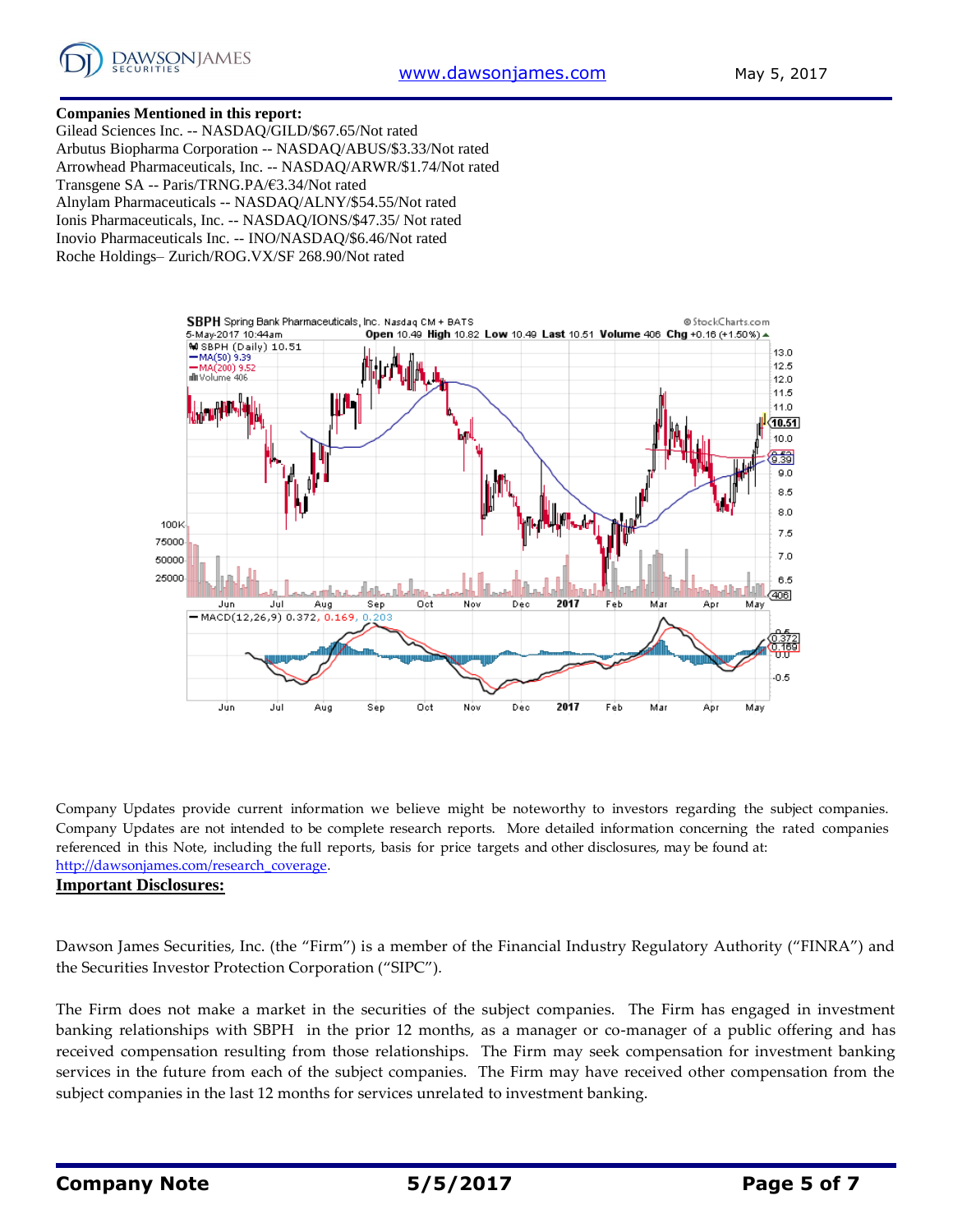**Companies Mentioned in this report:**

Gilead Sciences Inc. -- NASDAQ/GILD/$67.65/Not rated
Arbutus Biopharma Corporation -- NASDAQ/ABUS/$3.33/Not rated
Arrowhead Pharmaceuticals, Inc. -- NASDAQ/ARWR/$1.74/Not rated
Transgene SA -- Paris/TRNG.PA/€3.34/Not rated
Alnylam Pharmaceuticals -- NASDAQ/ALNY/$54.55/Not rated
Ionis Pharmaceuticals, Inc. -- NASDAQ/IONS/$47.35/ Not rated
Inovio Pharmaceuticals Inc. -- INO/NASDAQ/$6.46/Not rated
Roche Holdings– Zurich/ROG.VX/SF 268.90/Not rated

Company Updates provide current information we believe might be noteworthy to investors regarding the subject companies. Company Updates are not intended to be complete research reports. More detailed information concerning the rated companies referenced in this Note, including the full reports, basis for price targets and other disclosures, may be found at: http://dawsonjames.com/research_coverage.

**Important Disclosures:**

Dawson James Securities, Inc. (the "Firm") is a member of the Financial Industry Regulatory Authority ("FINRA") and the Securities Investor Protection Corporation ("SIPC").

The Firm does not make a market in the securities of the subject companies. The Firm has engaged in investment banking relationships with SBPH in the prior 12 months, as a manager or co-manager of a public offering and has received compensation resulting from those relationships. The Firm may seek compensation for investment banking services in the future from each of the subject companies. The Firm may have received other compensation from the subject companies in the last 12 months for services unrelated to investment banking.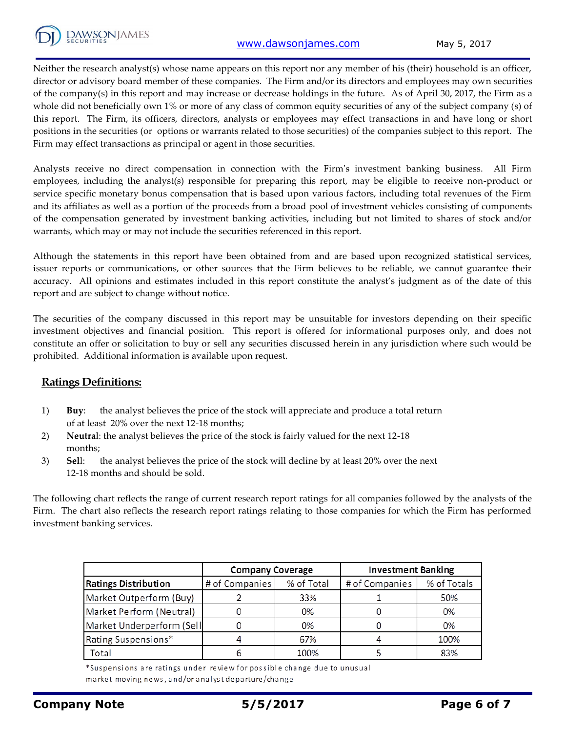Neither the research analyst(s) whose name appears on this report nor any member of his (their) household is an officer, director or advisory board member of these companies. The Firm and/or its directors and employees may own securities of the company(s) in this report and may increase or decrease holdings in the future. As of April 30, 2017, the Firm as a whole did not beneficially own 1% or more of any class of common equity securities of any of the subject company (s) of this report. The Firm, its officers, directors, analysts or employees may effect transactions in and have long or short positions in the securities (or options or warrants related to those securities) of the companies subject to this report. The Firm may effect transactions as principal or agent in those securities.

Analysts receive no direct compensation in connection with the Firm's investment banking business. All Firm employees, including the analyst(s) responsible for preparing this report, may be eligible to receive non-product or service specific monetary bonus compensation that is based upon various factors, including total revenues of the Firm and its affiliates as well as a portion of the proceeds from a broad pool of investment vehicles consisting of components of the compensation generated by investment banking activities, including but not limited to shares of stock and/or warrants, which may or may not include the securities referenced in this report.

Although the statements in this report have been obtained from and are based upon recognized statistical services, issuer reports or communications, or other sources that the Firm believes to be reliable, we cannot guarantee their accuracy. All opinions and estimates included in this report constitute the analyst's judgment as of the date of this report and are subject to change without notice.

The securities of the company discussed in this report may be unsuitable for investors depending on their specific investment objectives and financial position. This report is offered for informational purposes only, and does not constitute an offer or solicitation to buy or sell any securities discussed herein in any jurisdiction where such would be prohibited. Additional information is available upon request.

## Ratings Definitions:

1) **Buy**: the analyst believes the price of the stock will appreciate and produce a total return of at least 20% over the next 12-18 months;
2) **Neutral**: the analyst believes the price of the stock is fairly valued for the next 12-18 months;
3) **Sell**: the analyst believes the price of the stock will decline by at least 20% over the next 12-18 months and should be sold.

The following chart reflects the range of current research report ratings for all companies followed by the analysts of the Firm. The chart also reflects the research report ratings relating to those companies for which the Firm has performed investment banking services.

| | Company Coverage | | Investment Banking | |
|---|---|---|---|---|
| **Ratings Distribution** | # of Companies | % of Total | # of Companies | % of Totals |
| Market Outperform (Buy) | 2 | 33% | 1 | 50% |
| Market Perform (Neutral) | 0 | 0% | 0 | 0% |
| Market Underperform (Sell | 0 | 0% | 0 | 0% |
| Rating Suspensions* | 4 | 67% | 4 | 100% |
| Total | 6 | 100% | 5 | 83% |

*Suspensions are ratings under review for possible change due to unusual market-moving news, and/or analyst departure/change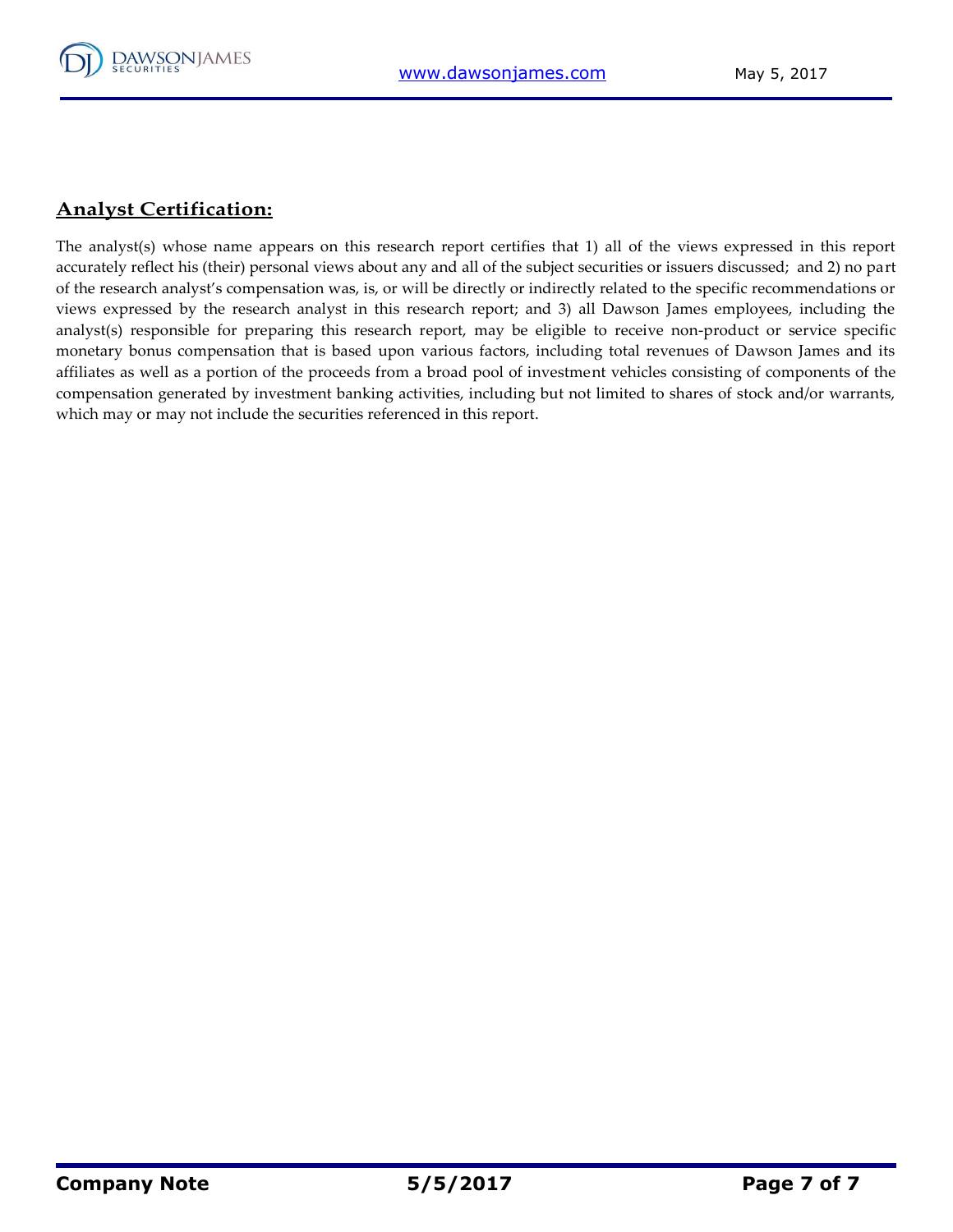## Analyst Certification:

The analyst(s) whose name appears on this research report certifies that 1) all of the views expressed in this report accurately reflect his (their) personal views about any and all of the subject securities or issuers discussed; and 2) no part of the research analyst's compensation was, is, or will be directly or indirectly related to the specific recommendations or views expressed by the research analyst in this research report; and 3) all Dawson James employees, including the analyst(s) responsible for preparing this research report, may be eligible to receive non-product or service specific monetary bonus compensation that is based upon various factors, including total revenues of Dawson James and its affiliates as well as a portion of the proceeds from a broad pool of investment vehicles consisting of components of the compensation generated by investment banking activities, including but not limited to shares of stock and/or warrants, which may or may not include the securities referenced in this report.